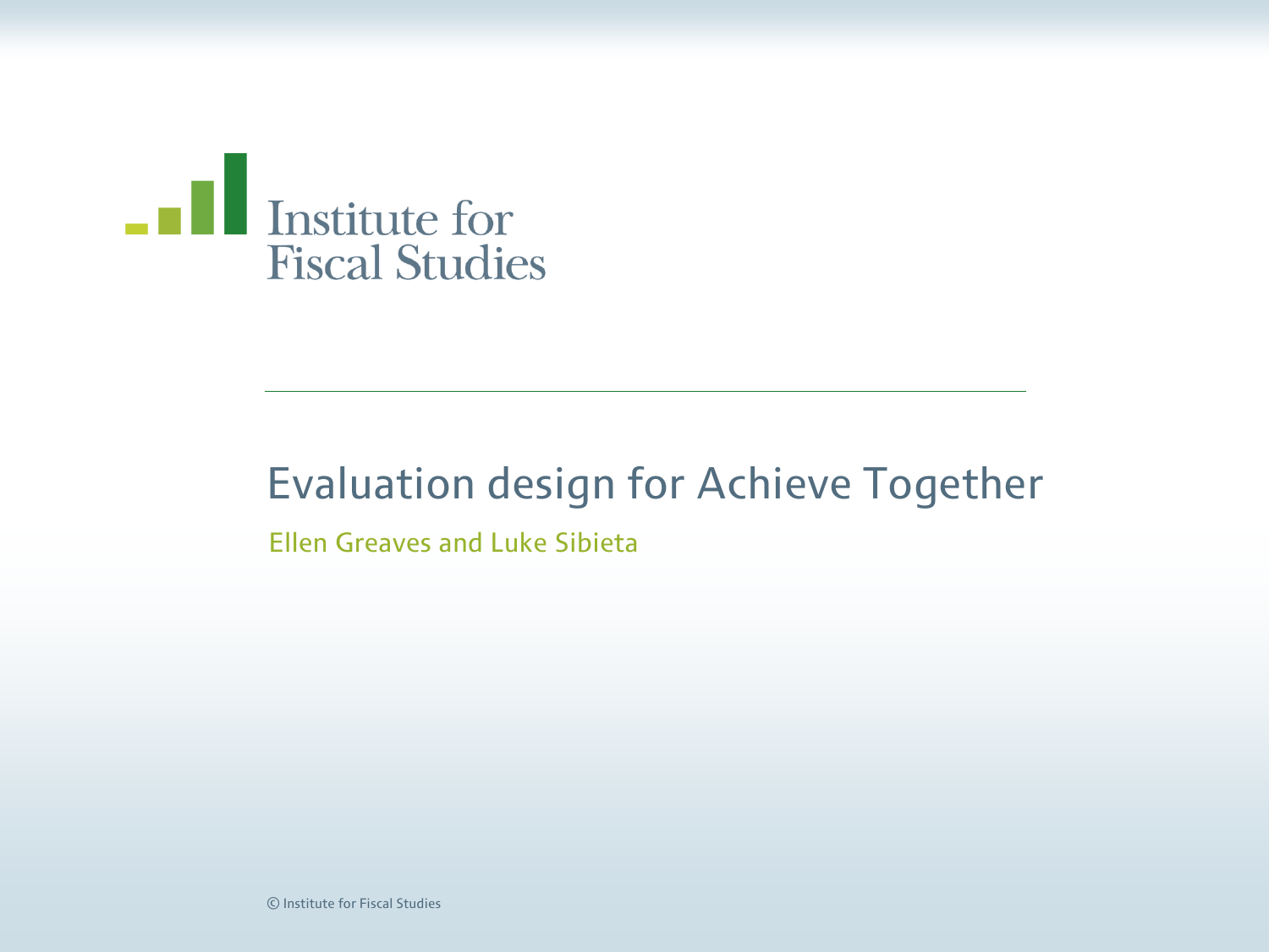Institute for Fiscal Studies

# Evaluation design for Achieve Together

Ellen Greaves and Luke Sibieta

© Institute for Fiscal Studies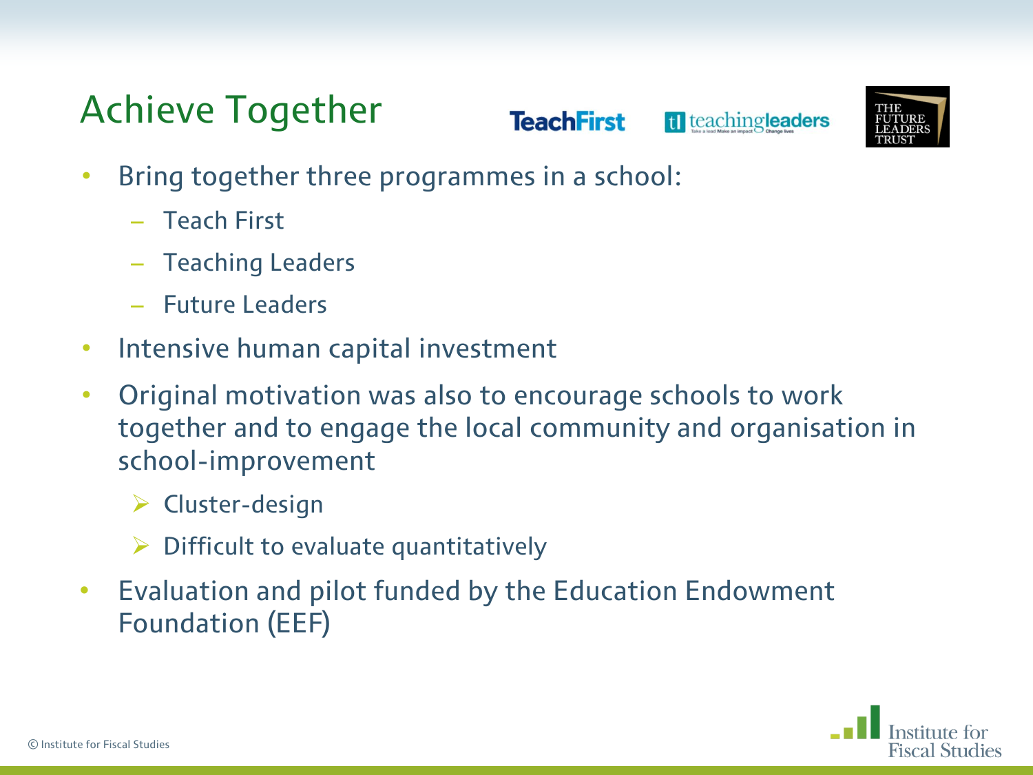# Achieve Together

- Bring together three programmes in a school:
  - Teach First
  - Teaching Leaders
  - Future Leaders
- Intensive human capital investment
- Original motivation was also to encourage schools to work together and to engage the local community and organisation in school-improvement
  - Cluster-design
  - Difficult to evaluate quantitatively
- Evaluation and pilot funded by the Education Endowment Foundation (EEF)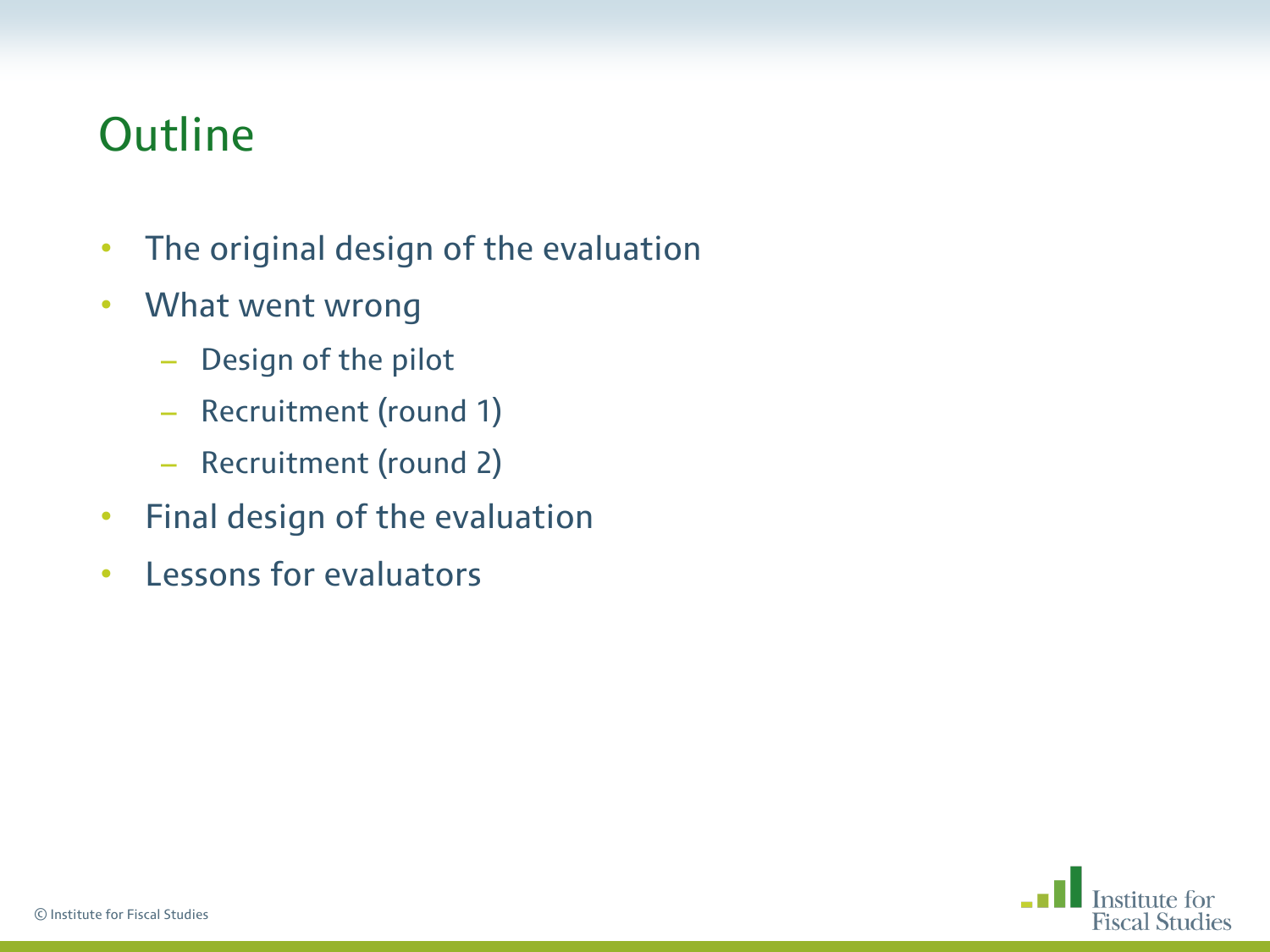# Outline

- The original design of the evaluation
- What went wrong
  - Design of the pilot
  - Recruitment (round 1)
  - Recruitment (round 2)
- Final design of the evaluation
- Lessons for evaluators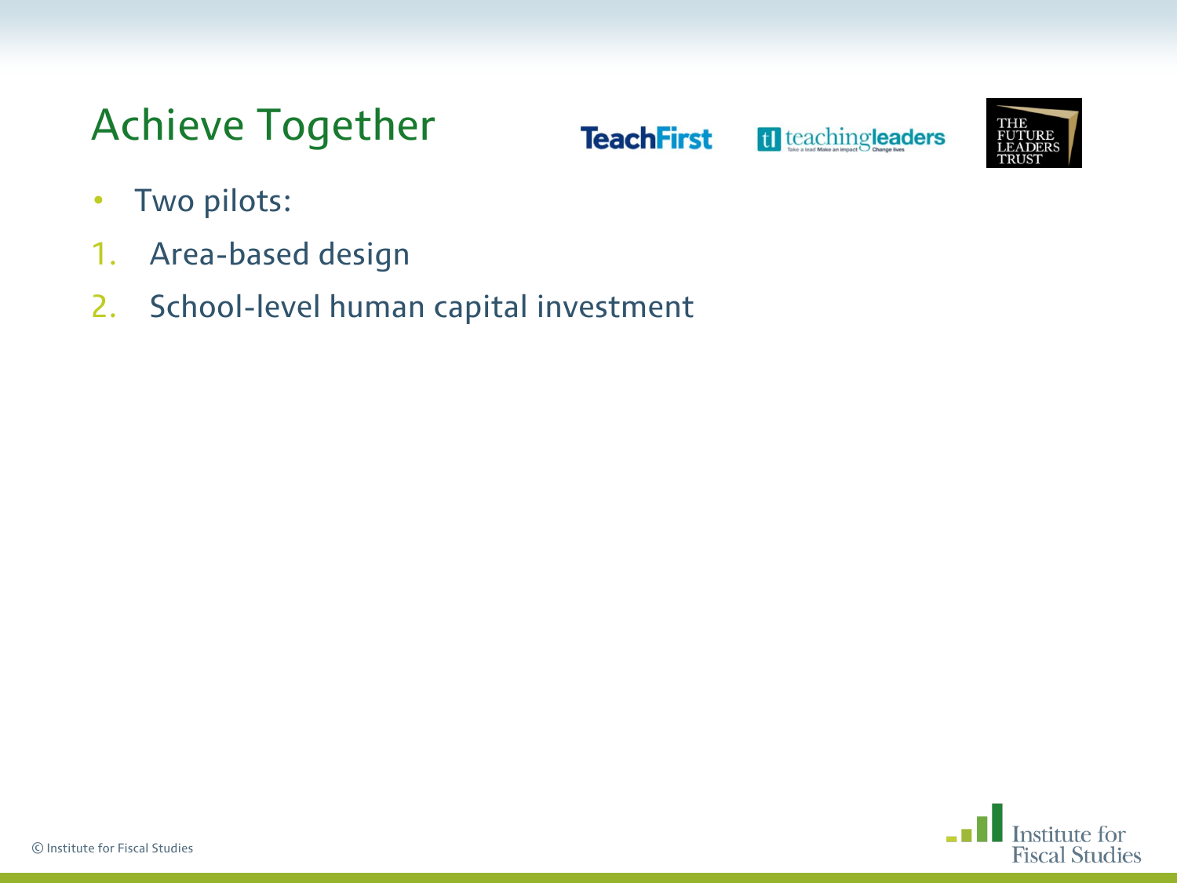# Achieve Together

- Two pilots:

1. Area-based design
2. School-level human capital investment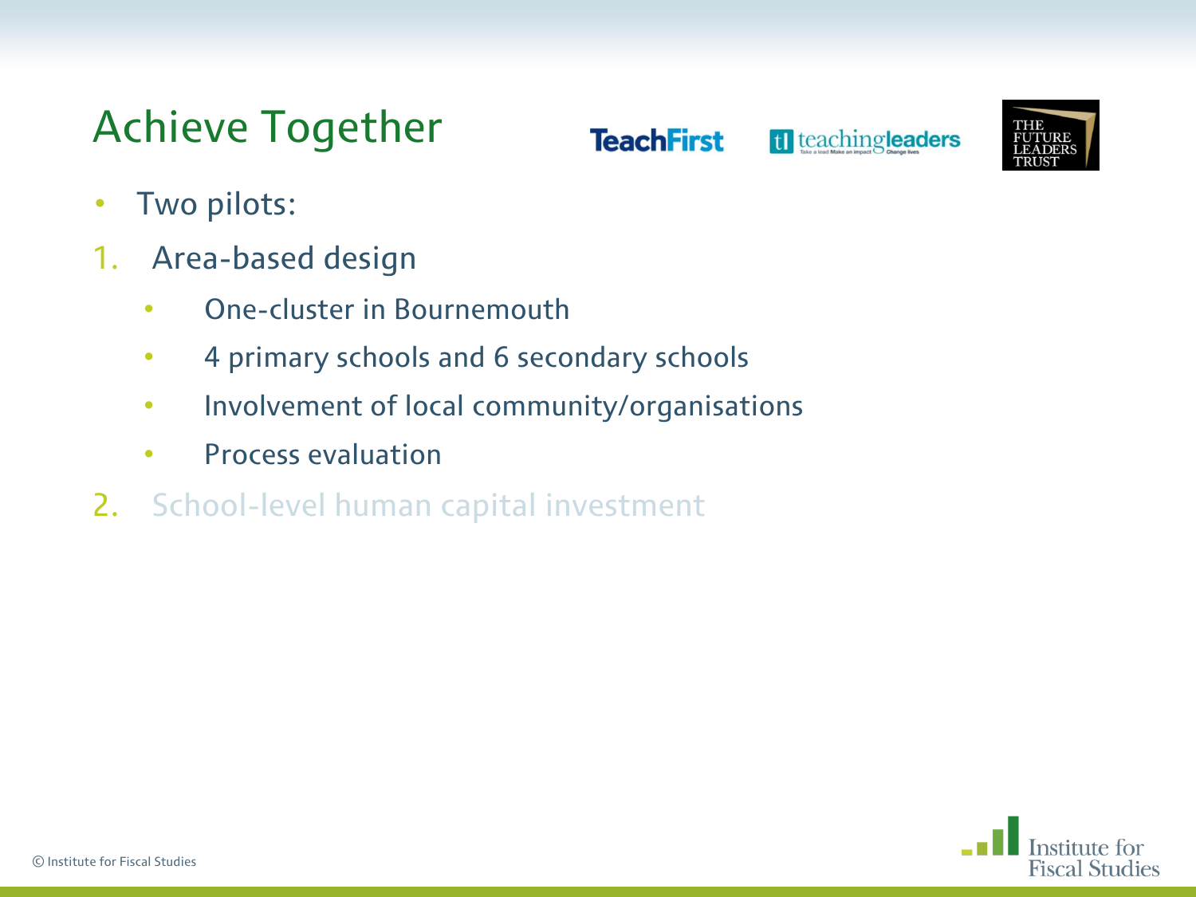# Achieve Together

- Two pilots:

1. Area-based design
    - One-cluster in Bournemouth
    - 4 primary schools and 6 secondary schools
    - Involvement of local community/organisations
    - Process evaluation
2. School-level human capital investment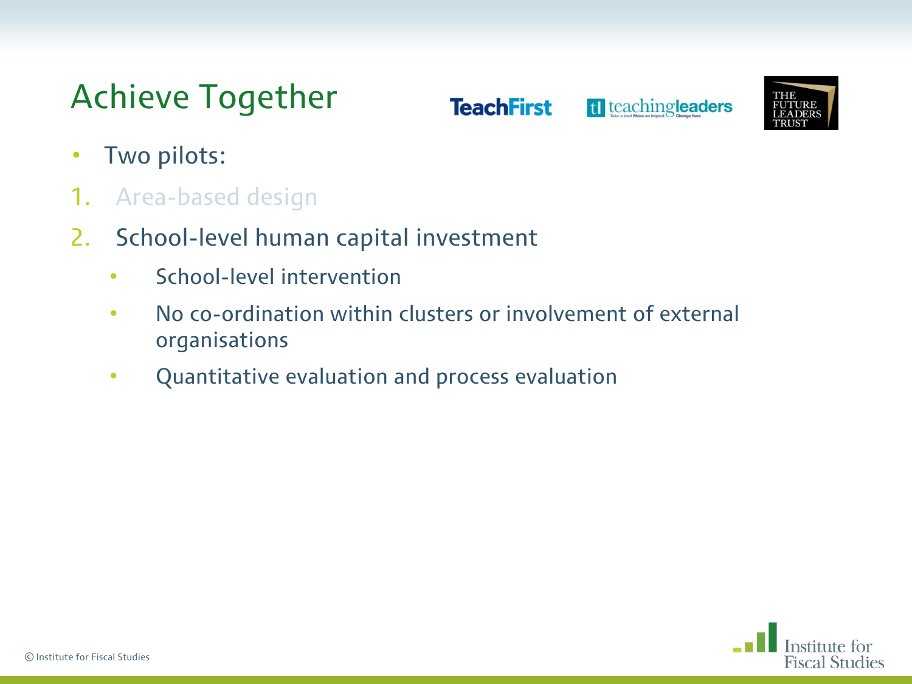# Achieve Together

- Two pilots:

1. Area-based design
2. School-level human capital investment
    - School-level intervention
    - No co-ordination within clusters or involvement of external organisations
    - Quantitative evaluation and process evaluation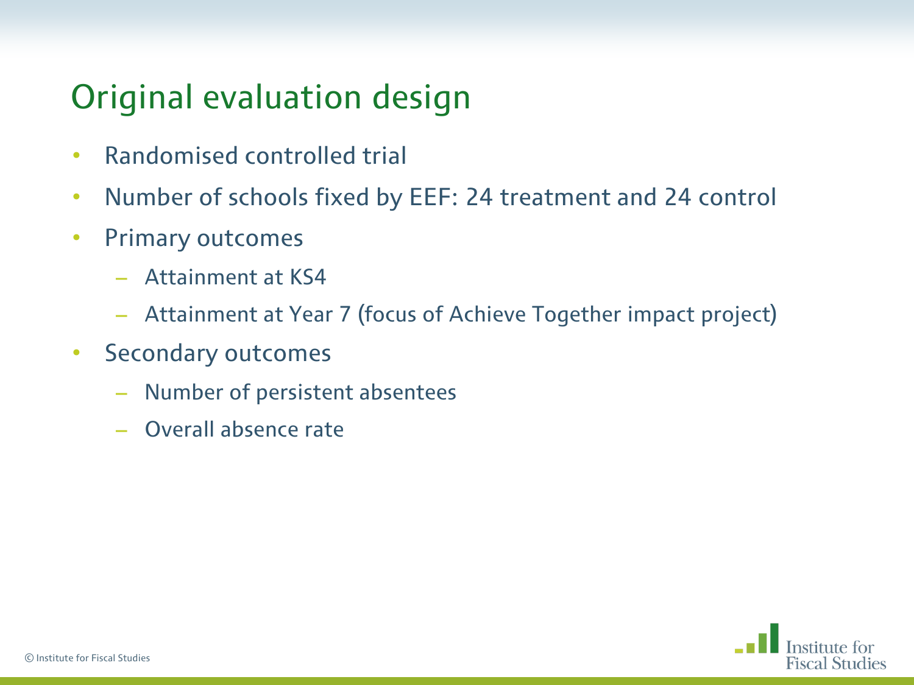# Original evaluation design

- Randomised controlled trial
- Number of schools fixed by EEF: 24 treatment and 24 control
- Primary outcomes
  - Attainment at KS4
  - Attainment at Year 7 (focus of Achieve Together impact project)
- Secondary outcomes
  - Number of persistent absentees
  - Overall absence rate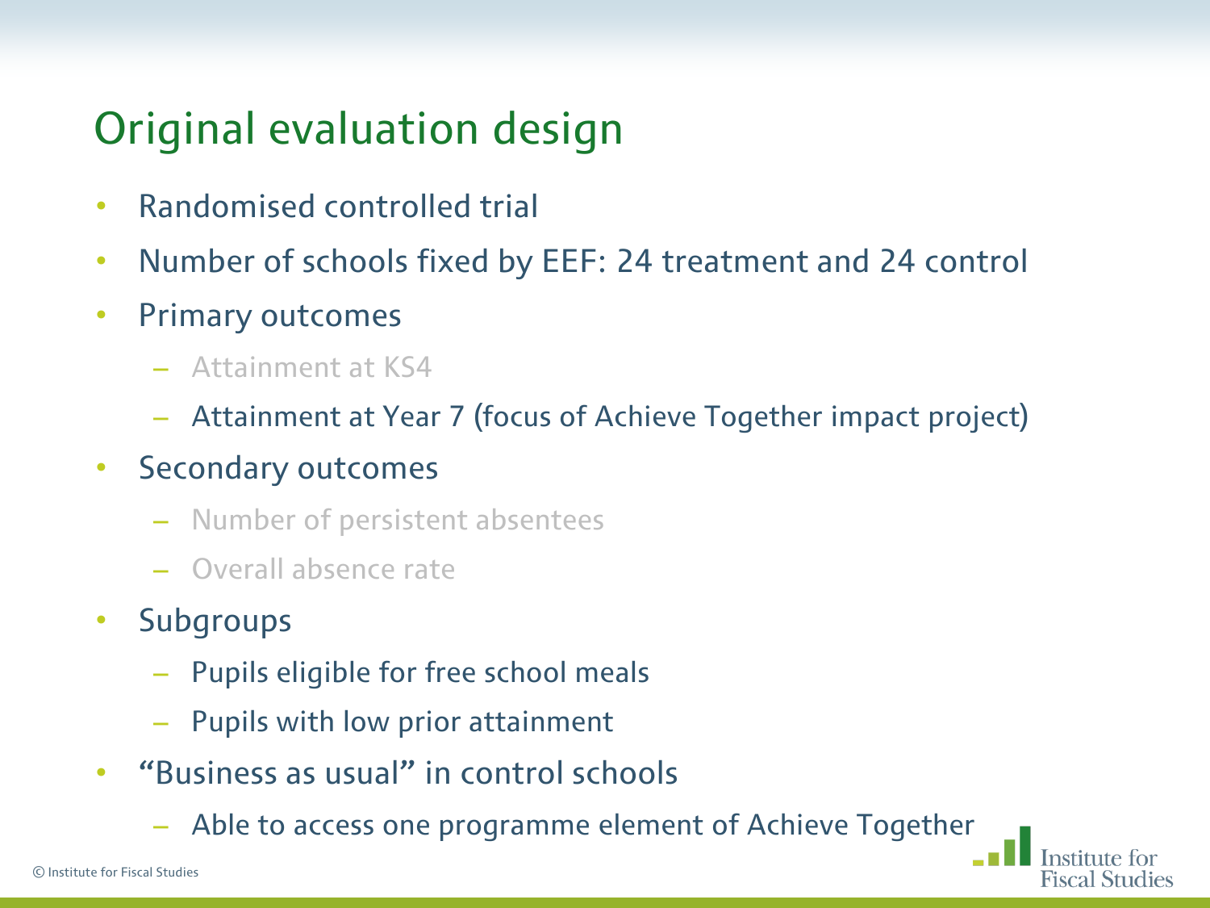# Original evaluation design

- Randomised controlled trial
- Number of schools fixed by EEF: 24 treatment and 24 control
- Primary outcomes
  - Attainment at KS4
  - Attainment at Year 7 (focus of Achieve Together impact project)
- Secondary outcomes
  - Number of persistent absentees
  - Overall absence rate
- Subgroups
  - Pupils eligible for free school meals
  - Pupils with low prior attainment
- "Business as usual" in control schools
  - Able to access one programme element of Achieve Together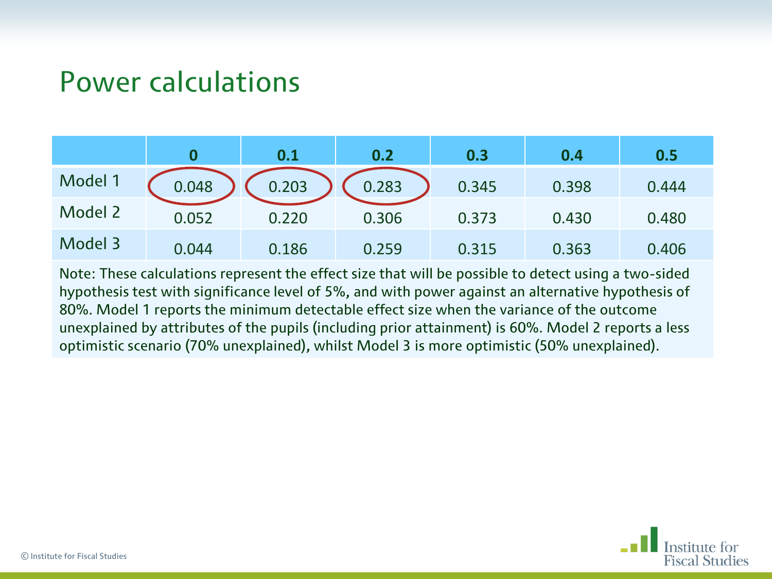# Power calculations

| | 0 | 0.1 | 0.2 | 0.3 | 0.4 | 0.5 |
|---|---|---|---|---|---|---|
| Model 1 | 0.048 | 0.203 | 0.283 | 0.345 | 0.398 | 0.444 |
| Model 2 | 0.052 | 0.220 | 0.306 | 0.373 | 0.430 | 0.480 |
| Model 3 | 0.044 | 0.186 | 0.259 | 0.315 | 0.363 | 0.406 |

Note: These calculations represent the effect size that will be possible to detect using a two-sided hypothesis test with significance level of 5%, and with power against an alternative hypothesis of 80%. Model 1 reports the minimum detectable effect size when the variance of the outcome unexplained by attributes of the pupils (including prior attainment) is 60%. Model 2 reports a less optimistic scenario (70% unexplained), whilst Model 3 is more optimistic (50% unexplained).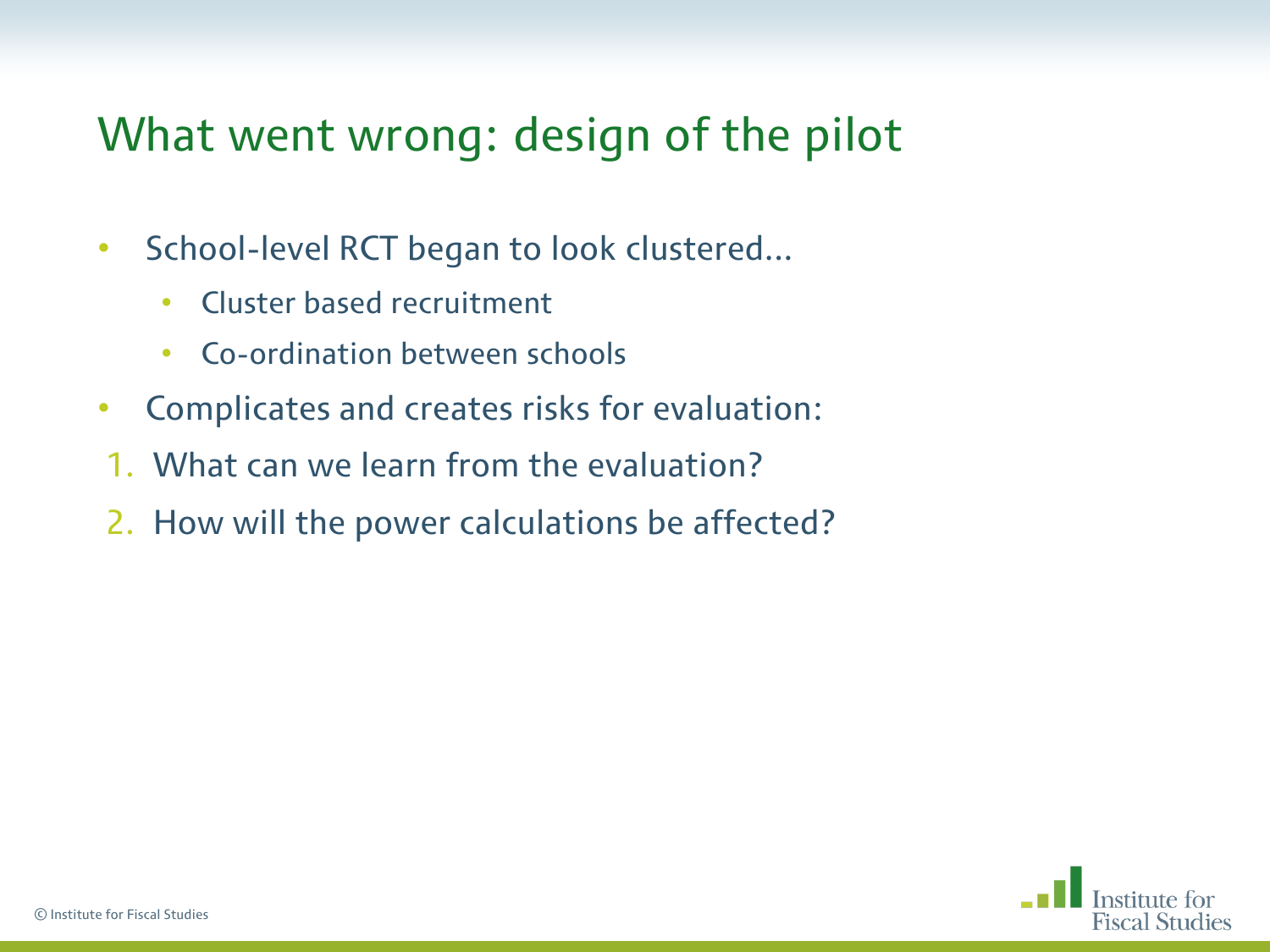# What went wrong: design of the pilot

- School-level RCT began to look clustered…
  - Cluster based recruitment
  - Co-ordination between schools
- Complicates and creates risks for evaluation:

1. What can we learn from the evaluation?
2. How will the power calculations be affected?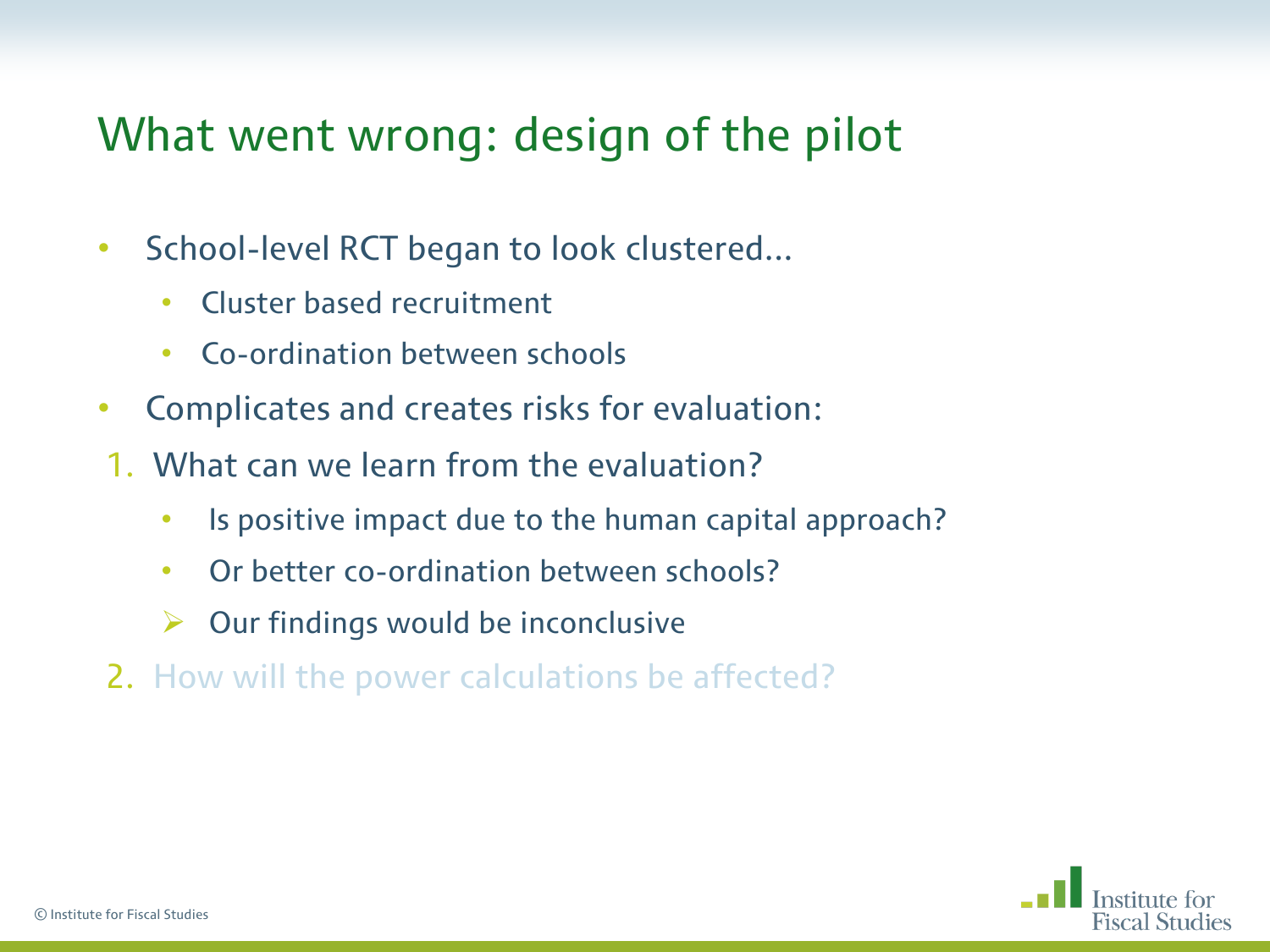# What went wrong: design of the pilot

- School-level RCT began to look clustered…
  - Cluster based recruitment
  - Co-ordination between schools
- Complicates and creates risks for evaluation:

1. What can we learn from the evaluation?
   - Is positive impact due to the human capital approach?
   - Or better co-ordination between schools?
   - ➢ Our findings would be inconclusive
2. How will the power calculations be affected?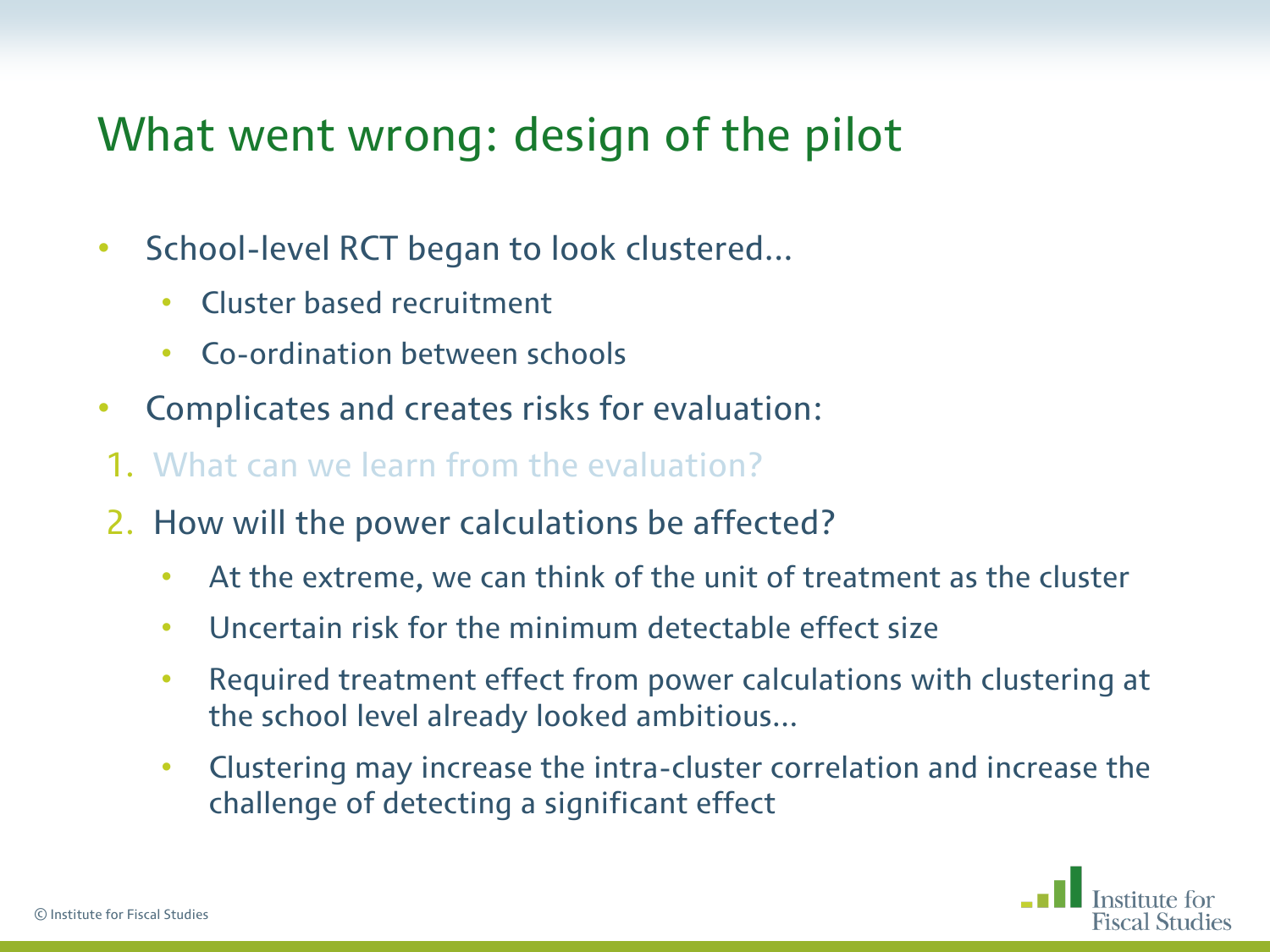# What went wrong: design of the pilot

- School-level RCT began to look clustered…
  - Cluster based recruitment
  - Co-ordination between schools
- Complicates and creates risks for evaluation:

1. What can we learn from the evaluation?
2. How will the power calculations be affected?
   - At the extreme, we can think of the unit of treatment as the cluster
   - Uncertain risk for the minimum detectable effect size
   - Required treatment effect from power calculations with clustering at the school level already looked ambitious…
   - Clustering may increase the intra-cluster correlation and increase the challenge of detecting a significant effect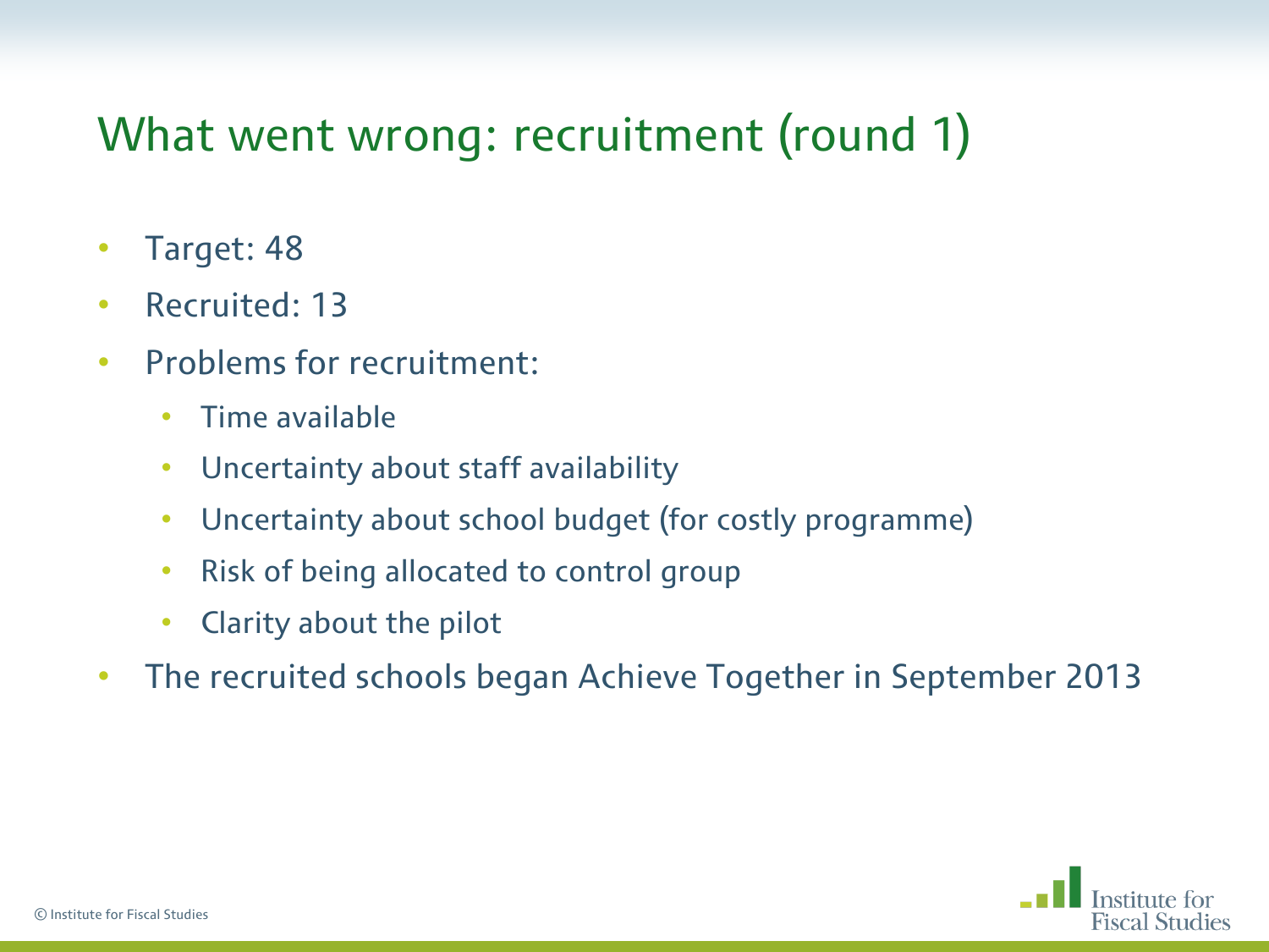# What went wrong: recruitment (round 1)

- Target: 48
- Recruited: 13
- Problems for recruitment:
  - Time available
  - Uncertainty about staff availability
  - Uncertainty about school budget (for costly programme)
  - Risk of being allocated to control group
  - Clarity about the pilot
- The recruited schools began Achieve Together in September 2013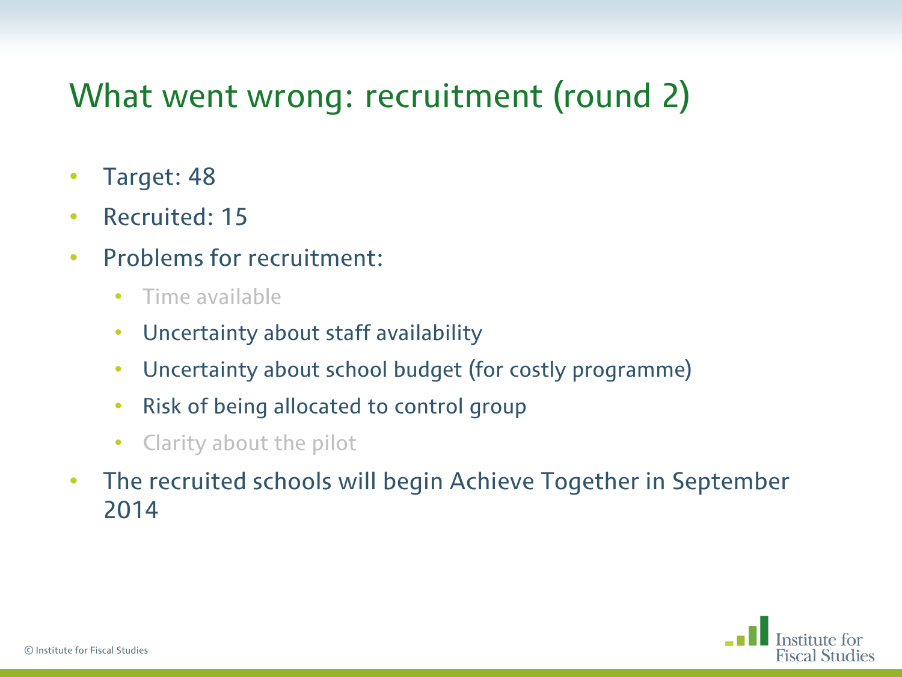# What went wrong: recruitment (round 2)

- Target: 48
- Recruited: 15
- Problems for recruitment:
  - Time available
  - Uncertainty about staff availability
  - Uncertainty about school budget (for costly programme)
  - Risk of being allocated to control group
  - Clarity about the pilot
- The recruited schools will begin Achieve Together in September 2014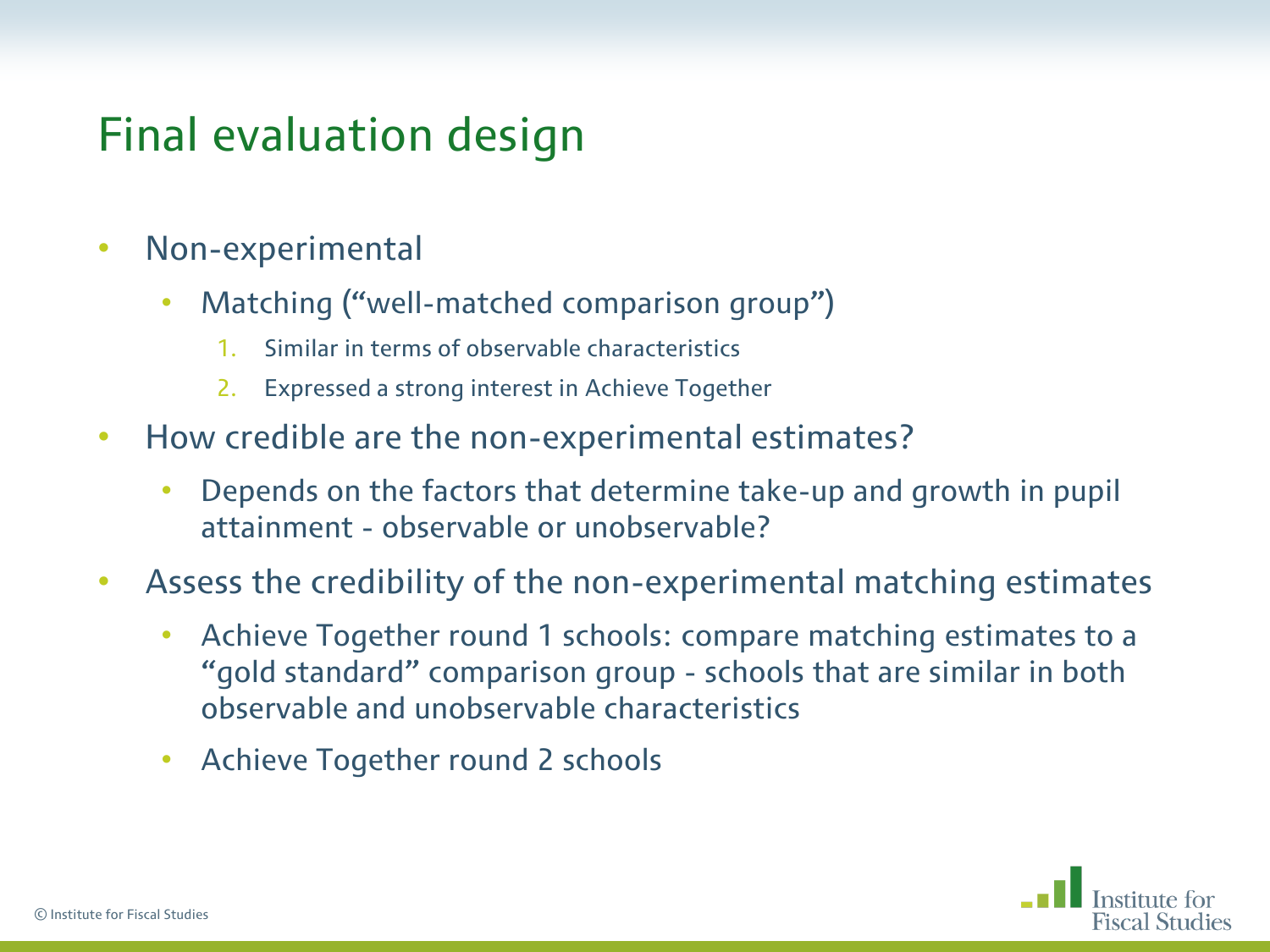# Final evaluation design

- Non-experimental
  - Matching ("well-matched comparison group")
    1. Similar in terms of observable characteristics
    2. Expressed a strong interest in Achieve Together
- How credible are the non-experimental estimates?
  - Depends on the factors that determine take-up and growth in pupil attainment - observable or unobservable?
- Assess the credibility of the non-experimental matching estimates
  - Achieve Together round 1 schools: compare matching estimates to a "gold standard" comparison group - schools that are similar in both observable and unobservable characteristics
  - Achieve Together round 2 schools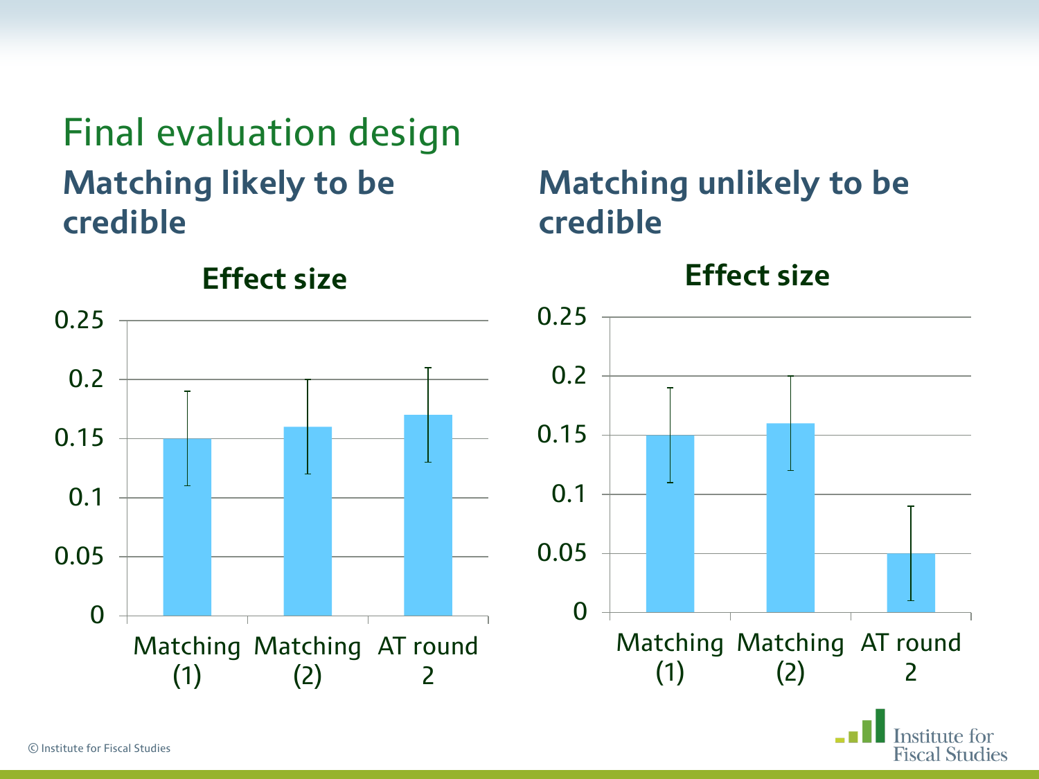# Final evaluation design

## Matching likely to be credible

**Effect size**

| | Effect size | Lower | Upper |
|---|---|---|---|
| Matching (1) | 0.15 | 0.11 | 0.19 |
| Matching (2) | 0.16 | 0.12 | 0.2 |
| AT round 2 | 0.17 | 0.13 | 0.21 |

## Matching unlikely to be credible

**Effect size**

| | Effect size | Lower | Upper |
|---|---|---|---|
| Matching (1) | 0.15 | 0.11 | 0.19 |
| Matching (2) | 0.16 | 0.12 | 0.2 |
| AT round 2 | 0.05 | 0.01 | 0.09 |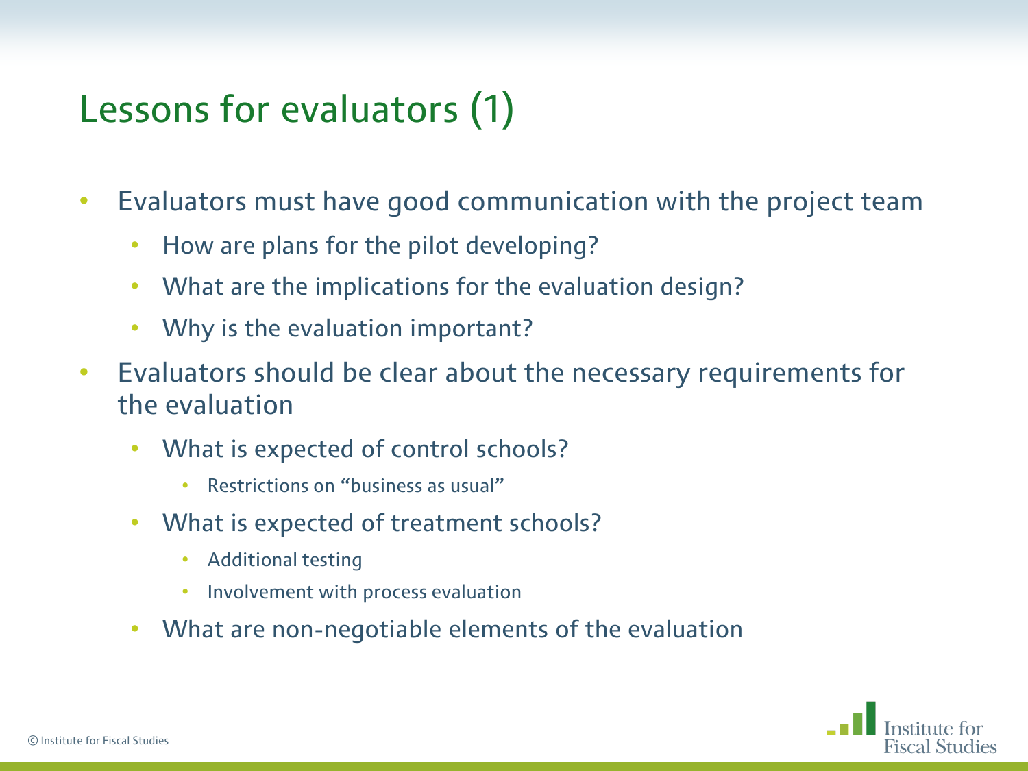# Lessons for evaluators (1)

- Evaluators must have good communication with the project team
  - How are plans for the pilot developing?
  - What are the implications for the evaluation design?
  - Why is the evaluation important?
- Evaluators should be clear about the necessary requirements for the evaluation
  - What is expected of control schools?
    - Restrictions on "business as usual"
  - What is expected of treatment schools?
    - Additional testing
    - Involvement with process evaluation
  - What are non-negotiable elements of the evaluation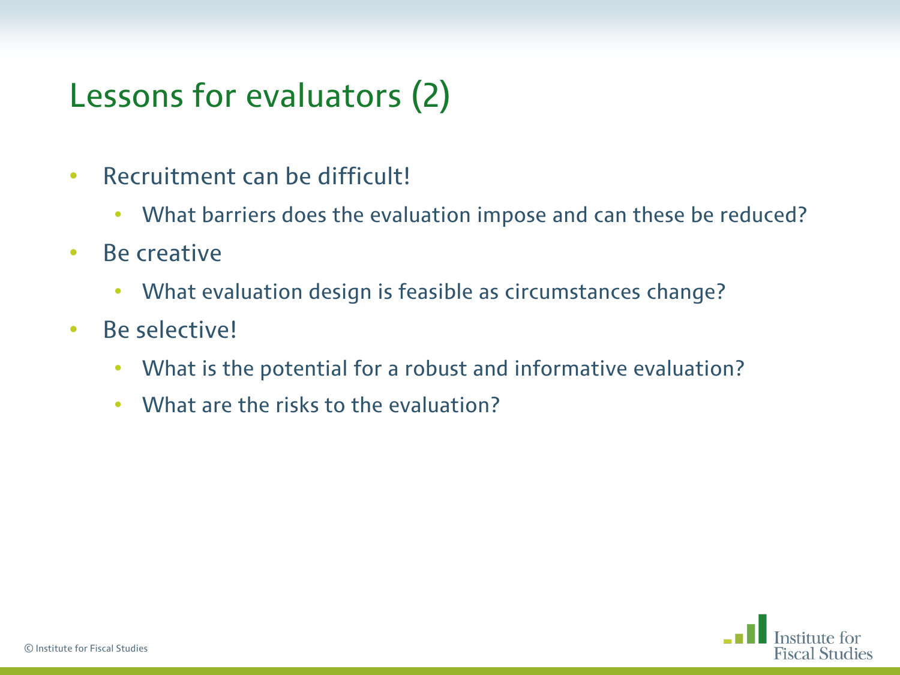# Lessons for evaluators (2)

- Recruitment can be difficult!
  - What barriers does the evaluation impose and can these be reduced?
- Be creative
  - What evaluation design is feasible as circumstances change?
- Be selective!
  - What is the potential for a robust and informative evaluation?
  - What are the risks to the evaluation?